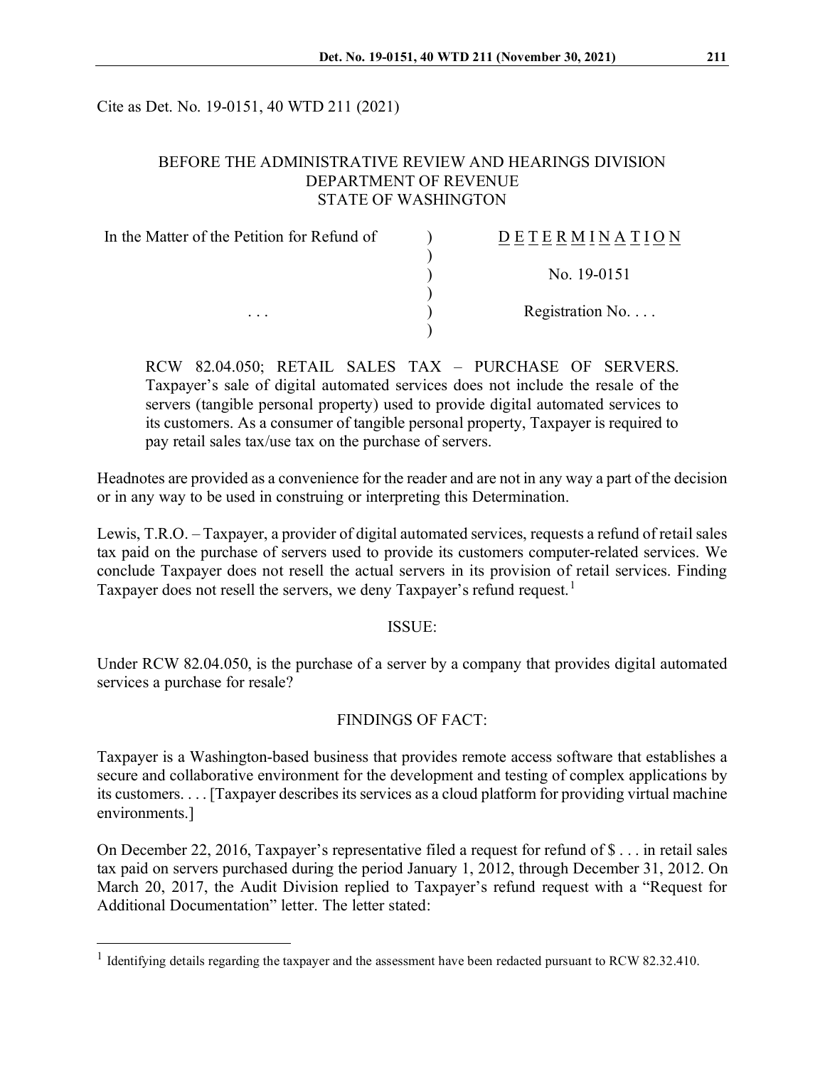Cite as Det. No. 19-0151, 40 WTD 211 (2021)

BEFORE THE ADMINISTRATIVE REVIEW AND HEARINGS DIVISION
DEPARTMENT OF REVENUE
STATE OF WASHINGTON

| In the Matter of the Petition for Refund of | ) | D E T E R M I N A T I O N |
|---|---|---|
| | ) | |
| | ) | No. 19-0151 |
| | ) | |
| . . . | ) | Registration No. . . . |
| | ) | |

RCW 82.04.050; RETAIL SALES TAX – PURCHASE OF SERVERS. Taxpayer's sale of digital automated services does not include the resale of the servers (tangible personal property) used to provide digital automated services to its customers. As a consumer of tangible personal property, Taxpayer is required to pay retail sales tax/use tax on the purchase of servers.

Headnotes are provided as a convenience for the reader and are not in any way a part of the decision or in any way to be used in construing or interpreting this Determination.

Lewis, T.R.O. – Taxpayer, a provider of digital automated services, requests a refund of retail sales tax paid on the purchase of servers used to provide its customers computer-related services. We conclude Taxpayer does not resell the actual servers in its provision of retail services. Finding Taxpayer does not resell the servers, we deny Taxpayer's refund request.[1]

ISSUE:

Under RCW 82.04.050, is the purchase of a server by a company that provides digital automated services a purchase for resale?

FINDINGS OF FACT:

Taxpayer is a Washington-based business that provides remote access software that establishes a secure and collaborative environment for the development and testing of complex applications by its customers. . . . [Taxpayer describes its services as a cloud platform for providing virtual machine environments.]

On December 22, 2016, Taxpayer's representative filed a request for refund of $ . . . in retail sales tax paid on servers purchased during the period January 1, 2012, through December 31, 2012. On March 20, 2017, the Audit Division replied to Taxpayer's refund request with a "Request for Additional Documentation" letter. The letter stated:

[1] Identifying details regarding the taxpayer and the assessment have been redacted pursuant to RCW 82.32.410.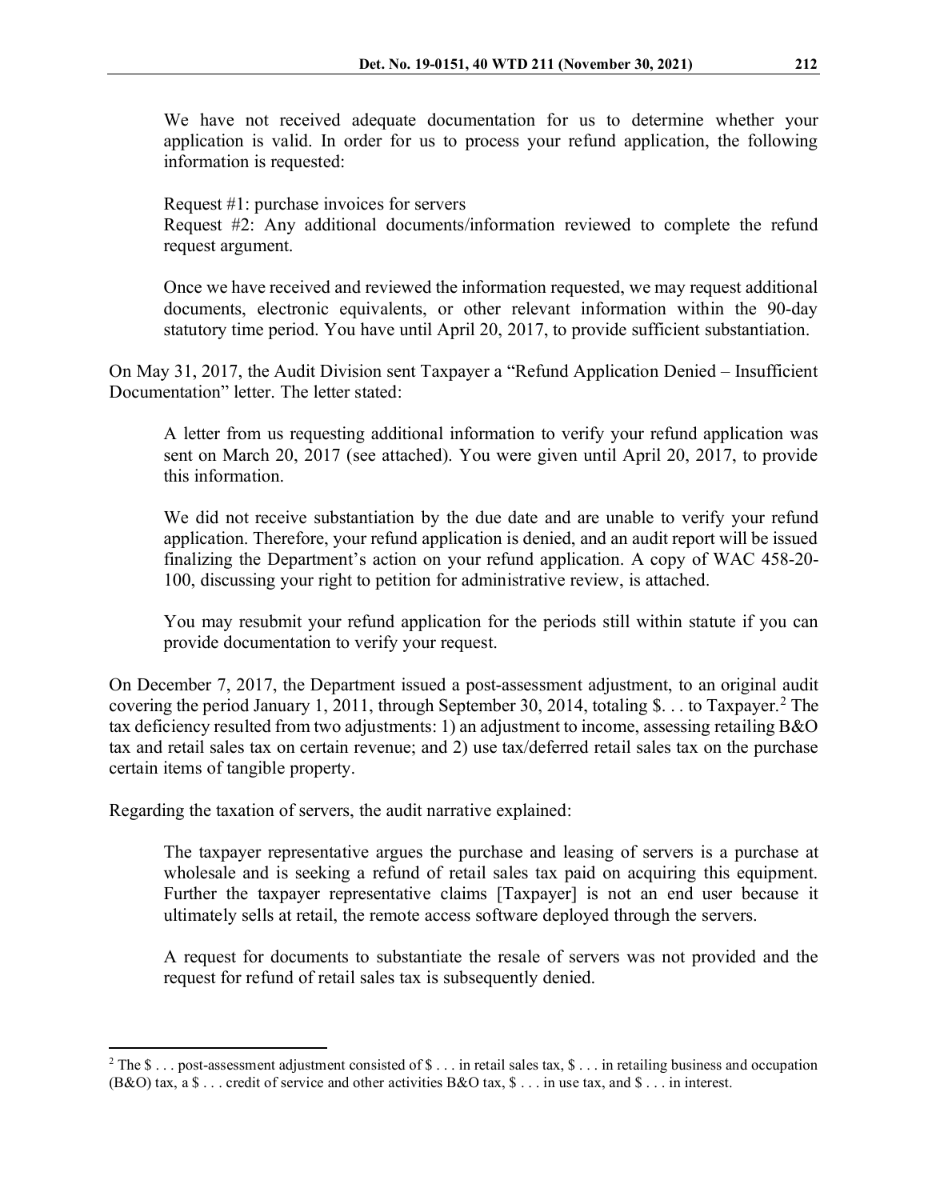> We have not received adequate documentation for us to determine whether your application is valid. In order for us to process your refund application, the following information is requested:
>
> Request #1: purchase invoices for servers
> Request #2: Any additional documents/information reviewed to complete the refund request argument.
>
> Once we have received and reviewed the information requested, we may request additional documents, electronic equivalents, or other relevant information within the 90-day statutory time period. You have until April 20, 2017, to provide sufficient substantiation.

On May 31, 2017, the Audit Division sent Taxpayer a "Refund Application Denied – Insufficient Documentation" letter. The letter stated:

> A letter from us requesting additional information to verify your refund application was sent on March 20, 2017 (see attached). You were given until April 20, 2017, to provide this information.
>
> We did not receive substantiation by the due date and are unable to verify your refund application. Therefore, your refund application is denied, and an audit report will be issued finalizing the Department's action on your refund application. A copy of WAC 458-20-100, discussing your right to petition for administrative review, is attached.
>
> You may resubmit your refund application for the periods still within statute if you can provide documentation to verify your request.

On December 7, 2017, the Department issued a post-assessment adjustment, to an original audit covering the period January 1, 2011, through September 30, 2014, totaling $. . . to Taxpayer.[2] The tax deficiency resulted from two adjustments: 1) an adjustment to income, assessing retailing B&O tax and retail sales tax on certain revenue; and 2) use tax/deferred retail sales tax on the purchase certain items of tangible property.

Regarding the taxation of servers, the audit narrative explained:

> The taxpayer representative argues the purchase and leasing of servers is a purchase at wholesale and is seeking a refund of retail sales tax paid on acquiring this equipment. Further the taxpayer representative claims [Taxpayer] is not an end user because it ultimately sells at retail, the remote access software deployed through the servers.
>
> A request for documents to substantiate the resale of servers was not provided and the request for refund of retail sales tax is subsequently denied.

---

[2] The $ . . . post-assessment adjustment consisted of $ . . . in retail sales tax, $ . . . in retailing business and occupation (B&O) tax, a $ . . . credit of service and other activities B&O tax, $ . . . in use tax, and $ . . . in interest.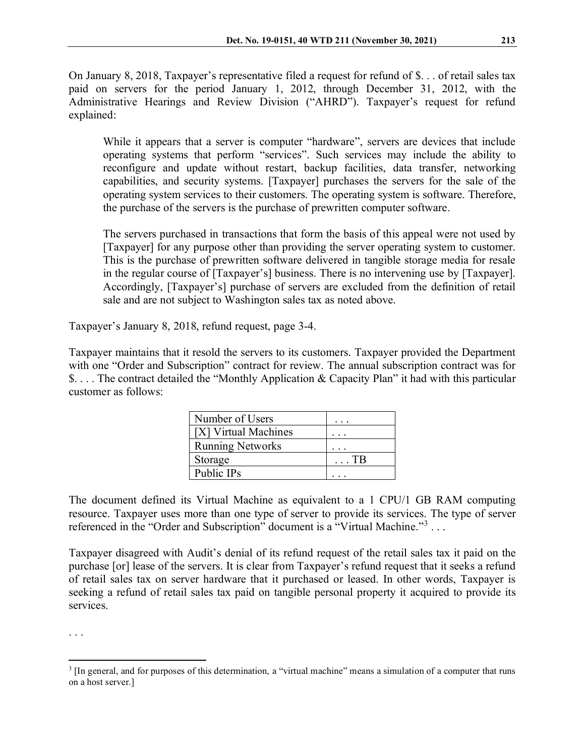On January 8, 2018, Taxpayer's representative filed a request for refund of $. . . of retail sales tax paid on servers for the period January 1, 2012, through December 31, 2012, with the Administrative Hearings and Review Division ("AHRD"). Taxpayer's request for refund explained:

> While it appears that a server is computer "hardware", servers are devices that include operating systems that perform "services". Such services may include the ability to reconfigure and update without restart, backup facilities, data transfer, networking capabilities, and security systems. [Taxpayer] purchases the servers for the sale of the operating system services to their customers. The operating system is software. Therefore, the purchase of the servers is the purchase of prewritten computer software.
>
> The servers purchased in transactions that form the basis of this appeal were not used by [Taxpayer] for any purpose other than providing the server operating system to customer. This is the purchase of prewritten software delivered in tangible storage media for resale in the regular course of [Taxpayer's] business. There is no intervening use by [Taxpayer]. Accordingly, [Taxpayer's] purchase of servers are excluded from the definition of retail sale and are not subject to Washington sales tax as noted above.

Taxpayer's January 8, 2018, refund request, page 3-4.

Taxpayer maintains that it resold the servers to its customers. Taxpayer provided the Department with one "Order and Subscription" contract for review. The annual subscription contract was for $. . . . The contract detailed the "Monthly Application & Capacity Plan" it had with this particular customer as follows:

| | |
|---|---|
| Number of Users | . . . |
| [X] Virtual Machines | . . . |
| Running Networks | . . . |
| Storage | . . . TB |
| Public IPs | . . . |

The document defined its Virtual Machine as equivalent to a 1 CPU/1 GB RAM computing resource. Taxpayer uses more than one type of server to provide its services. The type of server referenced in the "Order and Subscription" document is a "Virtual Machine."[3] . . .

Taxpayer disagreed with Audit's denial of its refund request of the retail sales tax it paid on the purchase [or] lease of the servers. It is clear from Taxpayer's refund request that it seeks a refund of retail sales tax on server hardware that it purchased or leased. In other words, Taxpayer is seeking a refund of retail sales tax paid on tangible personal property it acquired to provide its services.

. . .

[3] [In general, and for purposes of this determination, a "virtual machine" means a simulation of a computer that runs on a host server.]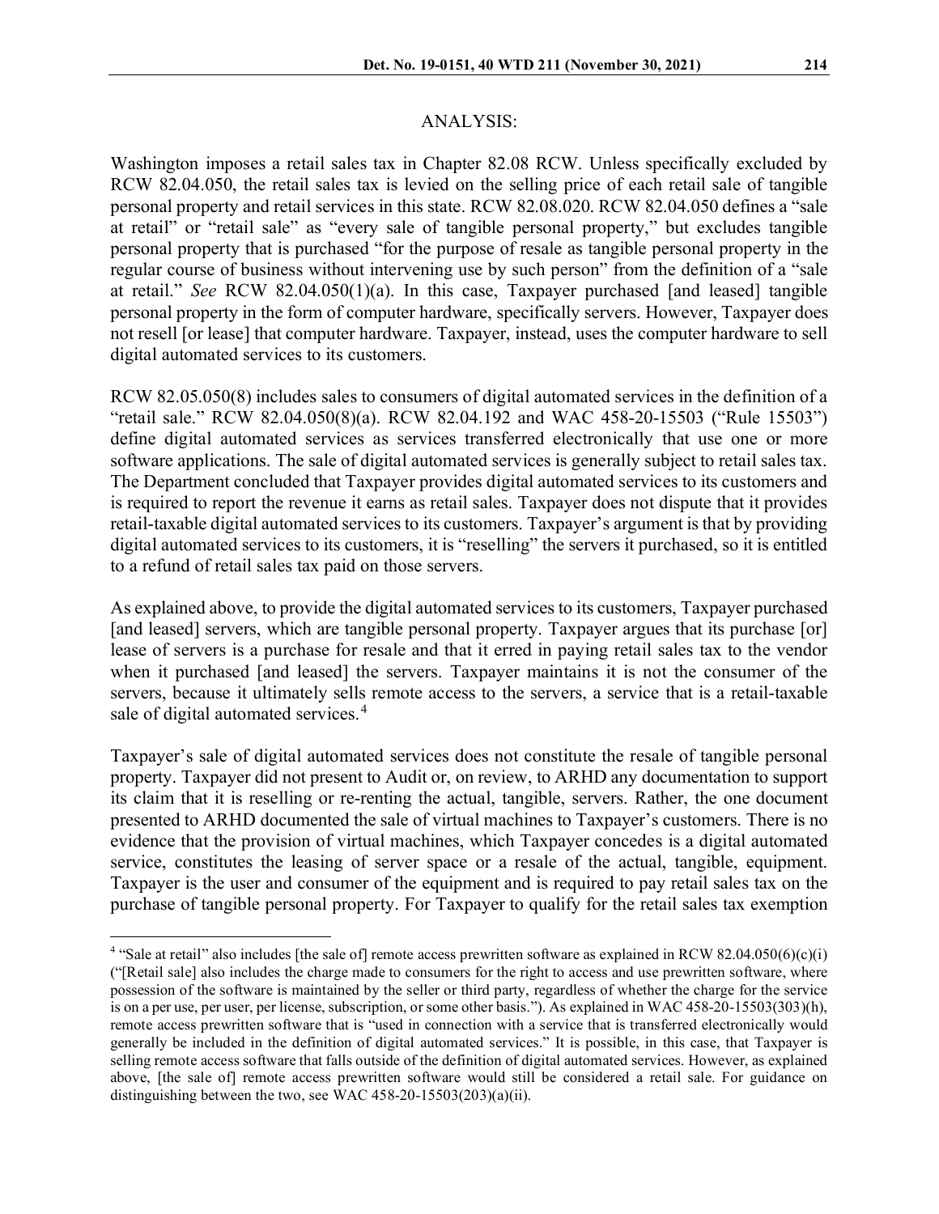## ANALYSIS:

Washington imposes a retail sales tax in Chapter 82.08 RCW. Unless specifically excluded by RCW 82.04.050, the retail sales tax is levied on the selling price of each retail sale of tangible personal property and retail services in this state. RCW 82.08.020. RCW 82.04.050 defines a "sale at retail" or "retail sale" as "every sale of tangible personal property," but excludes tangible personal property that is purchased "for the purpose of resale as tangible personal property in the regular course of business without intervening use by such person" from the definition of a "sale at retail." *See* RCW 82.04.050(1)(a). In this case, Taxpayer purchased [and leased] tangible personal property in the form of computer hardware, specifically servers. However, Taxpayer does not resell [or lease] that computer hardware. Taxpayer, instead, uses the computer hardware to sell digital automated services to its customers.

RCW 82.05.050(8) includes sales to consumers of digital automated services in the definition of a "retail sale." RCW 82.04.050(8)(a). RCW 82.04.192 and WAC 458-20-15503 ("Rule 15503") define digital automated services as services transferred electronically that use one or more software applications. The sale of digital automated services is generally subject to retail sales tax. The Department concluded that Taxpayer provides digital automated services to its customers and is required to report the revenue it earns as retail sales. Taxpayer does not dispute that it provides retail-taxable digital automated services to its customers. Taxpayer's argument is that by providing digital automated services to its customers, it is "reselling" the servers it purchased, so it is entitled to a refund of retail sales tax paid on those servers.

As explained above, to provide the digital automated services to its customers, Taxpayer purchased [and leased] servers, which are tangible personal property. Taxpayer argues that its purchase [or] lease of servers is a purchase for resale and that it erred in paying retail sales tax to the vendor when it purchased [and leased] the servers. Taxpayer maintains it is not the consumer of the servers, because it ultimately sells remote access to the servers, a service that is a retail-taxable sale of digital automated services.[4]

Taxpayer's sale of digital automated services does not constitute the resale of tangible personal property. Taxpayer did not present to Audit or, on review, to ARHD any documentation to support its claim that it is reselling or re-renting the actual, tangible, servers. Rather, the one document presented to ARHD documented the sale of virtual machines to Taxpayer's customers. There is no evidence that the provision of virtual machines, which Taxpayer concedes is a digital automated service, constitutes the leasing of server space or a resale of the actual, tangible, equipment. Taxpayer is the user and consumer of the equipment and is required to pay retail sales tax on the purchase of tangible personal property. For Taxpayer to qualify for the retail sales tax exemption

---

[4] "Sale at retail" also includes [the sale of] remote access prewritten software as explained in RCW 82.04.050(6)(c)(i) ("[Retail sale] also includes the charge made to consumers for the right to access and use prewritten software, where possession of the software is maintained by the seller or third party, regardless of whether the charge for the service is on a per use, per user, per license, subscription, or some other basis."). As explained in WAC 458-20-15503(303)(h), remote access prewritten software that is "used in connection with a service that is transferred electronically would generally be included in the definition of digital automated services." It is possible, in this case, that Taxpayer is selling remote access software that falls outside of the definition of digital automated services. However, as explained above, [the sale of] remote access prewritten software would still be considered a retail sale. For guidance on distinguishing between the two, see WAC 458-20-15503(203)(a)(ii).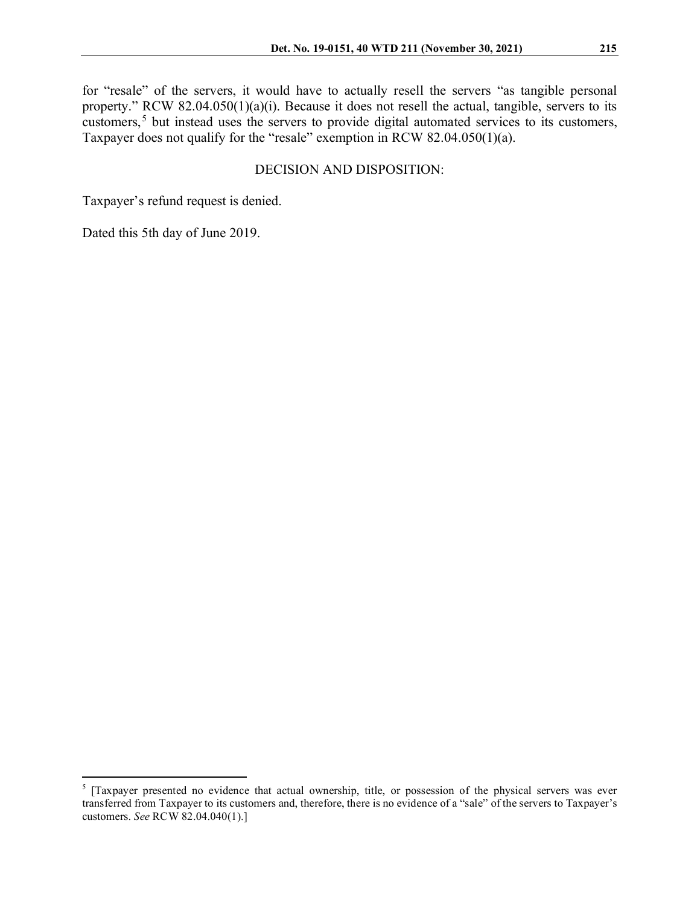for "resale" of the servers, it would have to actually resell the servers "as tangible personal property." RCW 82.04.050(1)(a)(i). Because it does not resell the actual, tangible, servers to its customers,[5] but instead uses the servers to provide digital automated services to its customers, Taxpayer does not qualify for the "resale" exemption in RCW 82.04.050(1)(a).

## DECISION AND DISPOSITION:

Taxpayer's refund request is denied.

Dated this 5th day of June 2019.

---

[5] [Taxpayer presented no evidence that actual ownership, title, or possession of the physical servers was ever transferred from Taxpayer to its customers and, therefore, there is no evidence of a "sale" of the servers to Taxpayer's customers. *See* RCW 82.04.040(1).]